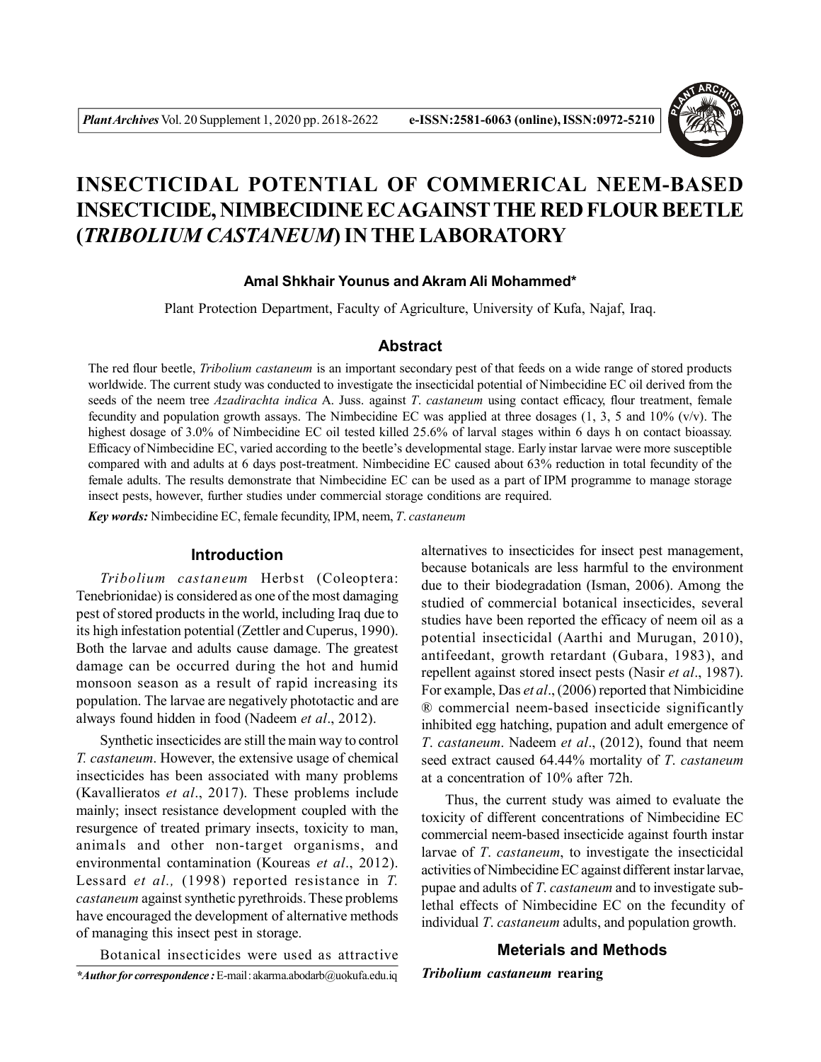# INSECTICIDAL POTENTIAL OF COMMERICAL NEEM-BASED INSECTICIDE, NIMBECIDINE EC AGAINST THE RED FLOUR BEETLE (*TRIBOLIUM CASTANEUM*) IN THE LABORATORY

**Amal Shkhair Younus and Akram Ali Mohammed***

Plant Protection Department, Faculty of Agriculture, University of Kufa, Najaf, Iraq.

## Abstract

The red flour beetle, *Tribolium castaneum* is an important secondary pest of that feeds on a wide range of stored products worldwide. The current study was conducted to investigate the insecticidal potential of Nimbecidine EC oil derived from the seeds of the neem tree *Azadirachta indica* A. Juss. against *T. castaneum* using contact efficacy, flour treatment, female fecundity and population growth assays. The Nimbecidine EC was applied at three dosages (1, 3, 5 and 10% (v/v). The highest dosage of 3.0% of Nimbecidine EC oil tested killed 25.6% of larval stages within 6 days h on contact bioassay. Efficacy of Nimbecidine EC, varied according to the beetle's developmental stage. Early instar larvae were more susceptible compared with and adults at 6 days post-treatment. Nimbecidine EC caused about 63% reduction in total fecundity of the female adults. The results demonstrate that Nimbecidine EC can be used as a part of IPM programme to manage storage insect pests, however, further studies under commercial storage conditions are required.

***Key words:*** Nimbecidine EC, female fecundity, IPM, neem, *T. castaneum*

## Introduction

*Tribolium castaneum* Herbst (Coleoptera: Tenebrionidae) is considered as one of the most damaging pest of stored products in the world, including Iraq due to its high infestation potential (Zettler and Cuperus, 1990). Both the larvae and adults cause damage. The greatest damage can be occurred during the hot and humid monsoon season as a result of rapid increasing its population. The larvae are negatively phototactic and are always found hidden in food (Nadeem *et al*., 2012).

Synthetic insecticides are still the main way to control *T. castaneum*. However, the extensive usage of chemical insecticides has been associated with many problems (Kavallieratos *et al*., 2017). These problems include mainly; insect resistance development coupled with the resurgence of treated primary insects, toxicity to man, animals and other non-target organisms, and environmental contamination (Koureas *et al*., 2012). Lessard *et al.,* (1998) reported resistance in *T. castaneum* against synthetic pyrethroids. These problems have encouraged the development of alternative methods of managing this insect pest in storage.

Botanical insecticides were used as attractive alternatives to insecticides for insect pest management, because botanicals are less harmful to the environment due to their biodegradation (Isman, 2006). Among the studied of commercial botanical insecticides, several studies have been reported the efficacy of neem oil as a potential insecticidal (Aarthi and Murugan, 2010), antifeedant, growth retardant (Gubara, 1983), and repellent against stored insect pests (Nasir *et al*., 1987). For example, Das *et al*., (2006) reported that Nimbicidine ® commercial neem-based insecticide significantly inhibited egg hatching, pupation and adult emergence of *T. castaneum*. Nadeem *et al*., (2012), found that neem seed extract caused 64.44% mortality of *T. castaneum* at a concentration of 10% after 72h.

Thus, the current study was aimed to evaluate the toxicity of different concentrations of Nimbecidine EC commercial neem-based insecticide against fourth instar larvae of *T. castaneum*, to investigate the insecticidal activities of Nimbecidine EC against different instar larvae, pupae and adults of *T. castaneum* and to investigate sub-lethal effects of Nimbecidine EC on the fecundity of individual *T. castaneum* adults, and population growth.

## Meterials and Methods

***Tribolium castaneum*** **rearing**

****Author for correspondence :*** E-mail : akarma.abodarb@uokufa.edu.iq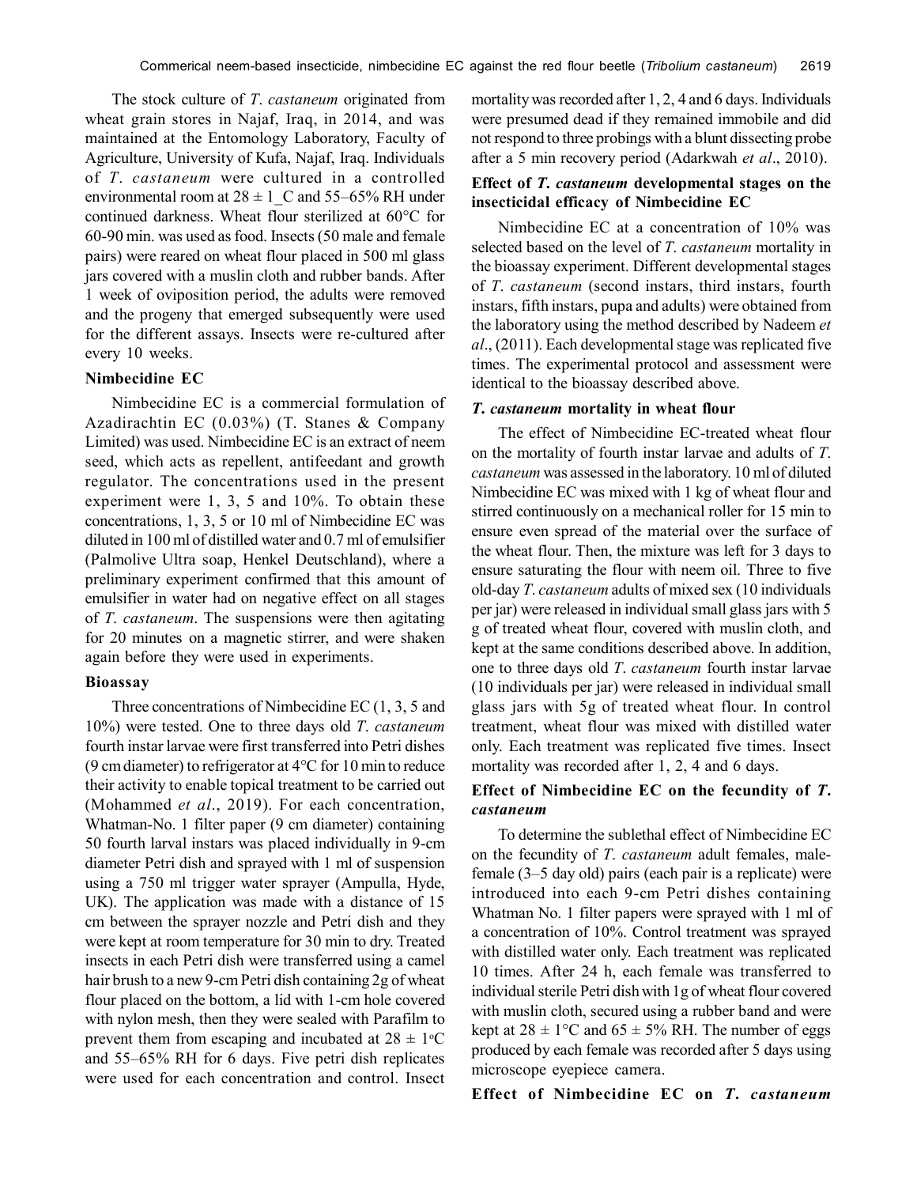The stock culture of *T. castaneum* originated from wheat grain stores in Najaf, Iraq, in 2014, and was maintained at the Entomology Laboratory, Faculty of Agriculture, University of Kufa, Najaf, Iraq. Individuals of *T. castaneum* were cultured in a controlled environmental room at 28 ± 1_C and 55–65% RH under continued darkness. Wheat flour sterilized at 60°C for 60-90 min. was used as food. Insects (50 male and female pairs) were reared on wheat flour placed in 500 ml glass jars covered with a muslin cloth and rubber bands. After 1 week of oviposition period, the adults were removed and the progeny that emerged subsequently were used for the different assays. Insects were re-cultured after every 10 weeks.

### Nimbecidine EC

Nimbecidine EC is a commercial formulation of Azadirachtin EC (0.03%) (T. Stanes & Company Limited) was used. Nimbecidine EC is an extract of neem seed, which acts as repellent, antifeedant and growth regulator. The concentrations used in the present experiment were 1, 3, 5 and 10%. To obtain these concentrations, 1, 3, 5 or 10 ml of Nimbecidine EC was diluted in 100 ml of distilled water and 0.7 ml of emulsifier (Palmolive Ultra soap, Henkel Deutschland), where a preliminary experiment confirmed that this amount of emulsifier in water had on negative effect on all stages of *T. castaneum*. The suspensions were then agitating for 20 minutes on a magnetic stirrer, and were shaken again before they were used in experiments.

### Bioassay

Three concentrations of Nimbecidine EC (1, 3, 5 and 10%) were tested. One to three days old *T. castaneum* fourth instar larvae were first transferred into Petri dishes (9 cm diameter) to refrigerator at 4°C for 10 min to reduce their activity to enable topical treatment to be carried out (Mohammed *et al*., 2019). For each concentration, Whatman-No. 1 filter paper (9 cm diameter) containing 50 fourth larval instars was placed individually in 9-cm diameter Petri dish and sprayed with 1 ml of suspension using a 750 ml trigger water sprayer (Ampulla, Hyde, UK). The application was made with a distance of 15 cm between the sprayer nozzle and Petri dish and they were kept at room temperature for 30 min to dry. Treated insects in each Petri dish were transferred using a camel hair brush to a new 9-cm Petri dish containing 2g of wheat flour placed on the bottom, a lid with 1-cm hole covered with nylon mesh, then they were sealed with Parafilm to prevent them from escaping and incubated at 28 ± 1°C and 55–65% RH for 6 days. Five petri dish replicates were used for each concentration and control. Insect mortality was recorded after 1, 2, 4 and 6 days. Individuals were presumed dead if they remained immobile and did not respond to three probings with a blunt dissecting probe after a 5 min recovery period (Adarkwah *et al*., 2010).

### Effect of *T. castaneum* developmental stages on the insecticidal efficacy of Nimbecidine EC

Nimbecidine EC at a concentration of 10% was selected based on the level of *T. castaneum* mortality in the bioassay experiment. Different developmental stages of *T. castaneum* (second instars, third instars, fourth instars, fifth instars, pupa and adults) were obtained from the laboratory using the method described by Nadeem *et al*., (2011). Each developmental stage was replicated five times. The experimental protocol and assessment were identical to the bioassay described above.

### *T. castaneum* mortality in wheat flour

The effect of Nimbecidine EC-treated wheat flour on the mortality of fourth instar larvae and adults of *T. castaneum* was assessed in the laboratory. 10 ml of diluted Nimbecidine EC was mixed with 1 kg of wheat flour and stirred continuously on a mechanical roller for 15 min to ensure even spread of the material over the surface of the wheat flour. Then, the mixture was left for 3 days to ensure saturating the flour with neem oil. Three to five old-day *T. castaneum* adults of mixed sex (10 individuals per jar) were released in individual small glass jars with 5 g of treated wheat flour, covered with muslin cloth, and kept at the same conditions described above. In addition, one to three days old *T. castaneum* fourth instar larvae (10 individuals per jar) were released in individual small glass jars with 5g of treated wheat flour. In control treatment, wheat flour was mixed with distilled water only. Each treatment was replicated five times. Insect mortality was recorded after 1, 2, 4 and 6 days.

### Effect of Nimbecidine EC on the fecundity of *T. castaneum*

To determine the sublethal effect of Nimbecidine EC on the fecundity of *T. castaneum* adult females, male-female (3–5 day old) pairs (each pair is a replicate) were introduced into each 9-cm Petri dishes containing Whatman No. 1 filter papers were sprayed with 1 ml of a concentration of 10%. Control treatment was sprayed with distilled water only. Each treatment was replicated 10 times. After 24 h, each female was transferred to individual sterile Petri dish with 1g of wheat flour covered with muslin cloth, secured using a rubber band and were kept at 28 ± 1°C and 65 ± 5% RH. The number of eggs produced by each female was recorded after 5 days using microscope eyepiece camera.

### Effect of Nimbecidine EC on *T. castaneum*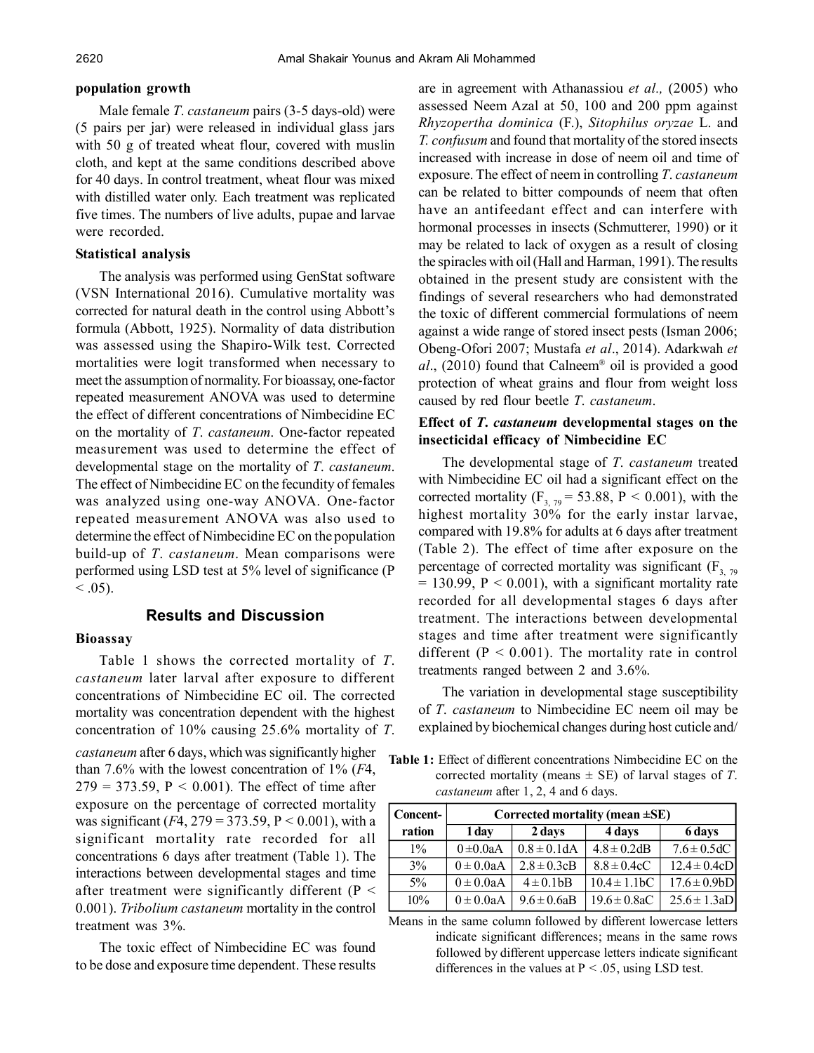**population growth**

Male female *T. castaneum* pairs (3-5 days-old) were (5 pairs per jar) were released in individual glass jars with 50 g of treated wheat flour, covered with muslin cloth, and kept at the same conditions described above for 40 days. In control treatment, wheat flour was mixed with distilled water only. Each treatment was replicated five times. The numbers of live adults, pupae and larvae were recorded.

**Statistical analysis**

The analysis was performed using GenStat software (VSN International 2016). Cumulative mortality was corrected for natural death in the control using Abbott's formula (Abbott, 1925). Normality of data distribution was assessed using the Shapiro-Wilk test. Corrected mortalities were logit transformed when necessary to meet the assumption of normality. For bioassay, one-factor repeated measurement ANOVA was used to determine the effect of different concentrations of Nimbecidine EC on the mortality of *T. castaneum*. One-factor repeated measurement was used to determine the effect of developmental stage on the mortality of *T. castaneum*. The effect of Nimbecidine EC on the fecundity of females was analyzed using one-way ANOVA. One-factor repeated measurement ANOVA was also used to determine the effect of Nimbecidine EC on the population build-up of *T. castaneum*. Mean comparisons were performed using LSD test at 5% level of significance ($P < .05$).

## Results and Discussion

**Bioassay**

Table 1 shows the corrected mortality of *T. castaneum* later larval after exposure to different concentrations of Nimbecidine EC oil. The corrected mortality was concentration dependent with the highest concentration of 10% causing 25.6% mortality of *T. castaneum* after 6 days, which was significantly higher than 7.6% with the lowest concentration of 1% ($F4, 279 = 373.59$, $P < 0.001$). The effect of time after exposure on the percentage of corrected mortality was significant ($F4, 279 = 373.59$, $P < 0.001$), with a significant mortality rate recorded for all concentrations 6 days after treatment (Table 1). The interactions between developmental stages and time after treatment were significantly different ($P < 0.001$). *Tribolium castaneum* mortality in the control treatment was 3%.

The toxic effect of Nimbecidine EC was found to be dose and exposure time dependent. These results are in agreement with Athanassiou *et al.,* (2005) who assessed Neem Azal at 50, 100 and 200 ppm against *Rhyzopertha dominica* (F.), *Sitophilus oryzae* L. and *T. confusum* and found that mortality of the stored insects increased with increase in dose of neem oil and time of exposure. The effect of neem in controlling *T. castaneum* can be related to bitter compounds of neem that often have an antifeedant effect and can interfere with hormonal processes in insects (Schmutterer, 1990) or it may be related to lack of oxygen as a result of closing the spiracles with oil (Hall and Harman, 1991). The results obtained in the present study are consistent with the findings of several researchers who had demonstrated the toxic of different commercial formulations of neem against a wide range of stored insect pests (Isman 2006; Obeng-Ofori 2007; Mustafa *et al*., 2014). Adarkwah *et al*., (2010) found that Calneem® oil is provided a good protection of wheat grains and flour from weight loss caused by red flour beetle *T. castaneum*.

**Effect of *T. castaneum* developmental stages on the insecticidal efficacy of Nimbecidine EC**

The developmental stage of *T. castaneum* treated with Nimbecidine EC oil had a significant effect on the corrected mortality ($F_{3, 79} = 53.88$, $P < 0.001$), with the highest mortality 30% for the early instar larvae, compared with 19.8% for adults at 6 days after treatment (Table 2). The effect of time after exposure on the percentage of corrected mortality was significant ($F_{3, 79} = 130.99$, $P < 0.001$), with a significant mortality rate recorded for all developmental stages 6 days after treatment. The interactions between developmental stages and time after treatment were significantly different ($P < 0.001$). The mortality rate in control treatments ranged between 2 and 3.6%.

The variation in developmental stage susceptibility of *T. castaneum* to Nimbecidine EC neem oil may be explained by biochemical changes during host cuticle and/

**Table 1:** Effect of different concentrations Nimbecidine EC on the corrected mortality (means ± SE) of larval stages of *T. castaneum* after 1, 2, 4 and 6 days.

| Concent-ration | Corrected mortality (mean ±SE) | | | |
|---|---|---|---|---|
| | 1 day | 2 days | 4 days | 6 days |
| 1% | 0 ±0.0aA | 0.8 ± 0.1dA | 4.8 ± 0.2dB | 7.6 ± 0.5dC |
| 3% | 0 ± 0.0aA | 2.8 ± 0.3cB | 8.8 ± 0.4cC | 12.4 ± 0.4cD |
| 5% | 0 ± 0.0aA | 4 ± 0.1bB | 10.4 ± 1.1bC | 17.6 ± 0.9bD |
| 10% | 0 ± 0.0aA | 9.6 ± 0.6aB | 19.6 ± 0.8aC | 25.6 ± 1.3aD |

Means in the same column followed by different lowercase letters indicate significant differences; means in the same rows followed by different uppercase letters indicate significant differences in the values at $P < .05$, using LSD test.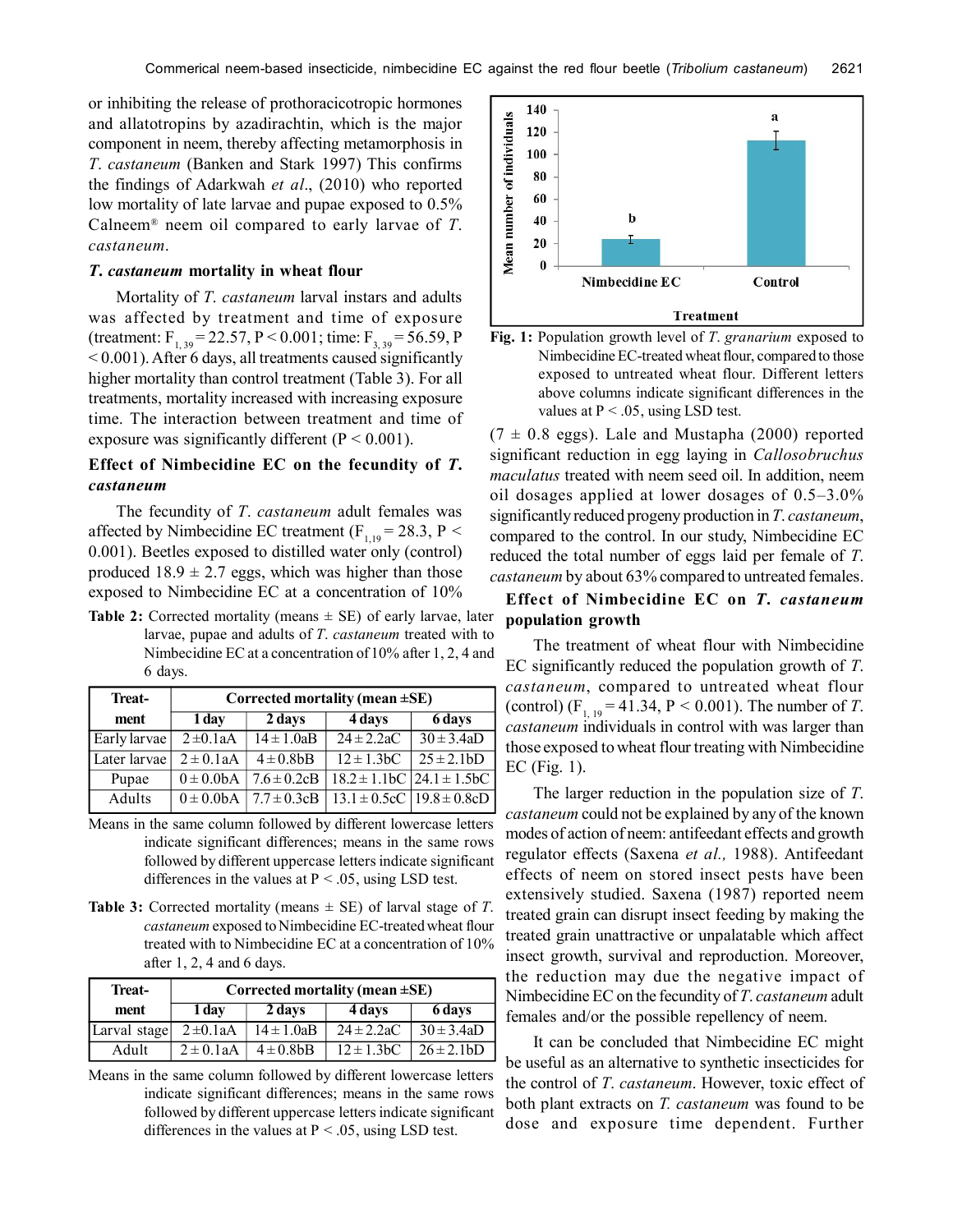or inhibiting the release of prothoracicotropic hormones and allatotropins by azadirachtin, which is the major component in neem, thereby affecting metamorphosis in *T. castaneum* (Banken and Stark 1997) This confirms the findings of Adarkwah *et al*., (2010) who reported low mortality of late larvae and pupae exposed to 0.5% Calneem® neem oil compared to early larvae of *T. castaneum*.

### *T. castaneum* mortality in wheat flour

Mortality of *T. castaneum* larval instars and adults was affected by treatment and time of exposure (treatment: $F_{1, 39} = 22.57$, $P < 0.001$; time: $F_{3, 39} = 56.59$, $P < 0.001$). After 6 days, all treatments caused significantly higher mortality than control treatment (Table 3). For all treatments, mortality increased with increasing exposure time. The interaction between treatment and time of exposure was significantly different ($P < 0.001$).

### Effect of Nimbecidine EC on the fecundity of *T. castaneum*

The fecundity of *T. castaneum* adult females was affected by Nimbecidine EC treatment ($F_{1,19} = 28.3$, $P < 0.001$). Beetles exposed to distilled water only (control) produced 18.9 ± 2.7 eggs, which was higher than those exposed to Nimbecidine EC at a concentration of 10% (7 ± 0.8 eggs). Lale and Mustapha (2000) reported significant reduction in egg laying in *Callosobruchus maculatus* treated with neem seed oil. In addition, neem oil dosages applied at lower dosages of 0.5–3.0% significantly reduced progeny production in *T. castaneum*, compared to the control. In our study, Nimbecidine EC reduced the total number of eggs laid per female of *T. castaneum* by about 63% compared to untreated females.

**Table 2:** Corrected mortality (means ± SE) of early larvae, later larvae, pupae and adults of *T. castaneum* treated with to Nimbecidine EC at a concentration of 10% after 1, 2, 4 and 6 days.

| Treat-ment | Corrected mortality (mean ±SE) | | | |
|---|---|---|---|---|
| | 1 day | 2 days | 4 days | 6 days |
| Early larvae | 2 ±0.1aA | 14 ± 1.0aB | 24 ± 2.2aC | 30 ± 3.4aD |
| Later larvae | 2 ± 0.1aA | 4 ± 0.8bB | 12 ± 1.3bC | 25 ± 2.1bD |
| Pupae | 0 ± 0.0bA | 7.6 ± 0.2cB | 18.2 ± 1.1bC | 24.1 ± 1.5bC |
| Adults | 0 ± 0.0bA | 7.7 ± 0.3cB | 13.1 ± 0.5cC | 19.8 ± 0.8cD |

Means in the same column followed by different lowercase letters indicate significant differences; means in the same rows followed by different uppercase letters indicate significant differences in the values at P < .05, using LSD test.

**Table 3:** Corrected mortality (means ± SE) of larval stage of *T. castaneum* exposed to Nimbecidine EC-treated wheat flour treated with to Nimbecidine EC at a concentration of 10% after 1, 2, 4 and 6 days.

| Treat-ment | Corrected mortality (mean ±SE) | | | |
|---|---|---|---|---|
| | 1 day | 2 days | 4 days | 6 days |
| Larval stage | 2 ±0.1aA | 14 ± 1.0aB | 24 ± 2.2aC | 30 ± 3.4aD |
| Adult | 2 ± 0.1aA | 4 ± 0.8bB | 12 ± 1.3bC | 26 ± 2.1bD |

Means in the same column followed by different lowercase letters indicate significant differences; means in the same rows followed by different uppercase letters indicate significant differences in the values at P < .05, using LSD test.

**Fig. 1:** Population growth level of *T. granarium* exposed to Nimbecidine EC-treated wheat flour, compared to those exposed to untreated wheat flour. Different letters above columns indicate significant differences in the values at P < .05, using LSD test.

### Effect of Nimbecidine EC on *T. castaneum* population growth

The treatment of wheat flour with Nimbecidine EC significantly reduced the population growth of *T. castaneum*, compared to untreated wheat flour (control) ($F_{1, 19} = 41.34$, $P < 0.001$). The number of *T. castaneum* individuals in control with was larger than those exposed to wheat flour treating with Nimbecidine EC (Fig. 1).

The larger reduction in the population size of *T. castaneum* could not be explained by any of the known modes of action of neem: antifeedant effects and growth regulator effects (Saxena *et al.,* 1988). Antifeedant effects of neem on stored insect pests have been extensively studied. Saxena (1987) reported neem treated grain can disrupt insect feeding by making the treated grain unattractive or unpalatable which affect insect growth, survival and reproduction. Moreover, the reduction may due the negative impact of Nimbecidine EC on the fecundity of *T. castaneum* adult females and/or the possible repellency of neem.

It can be concluded that Nimbecidine EC might be useful as an alternative to synthetic insecticides for the control of *T. castaneum*. However, toxic effect of both plant extracts on *T. castaneum* was found to be dose and exposure time dependent. Further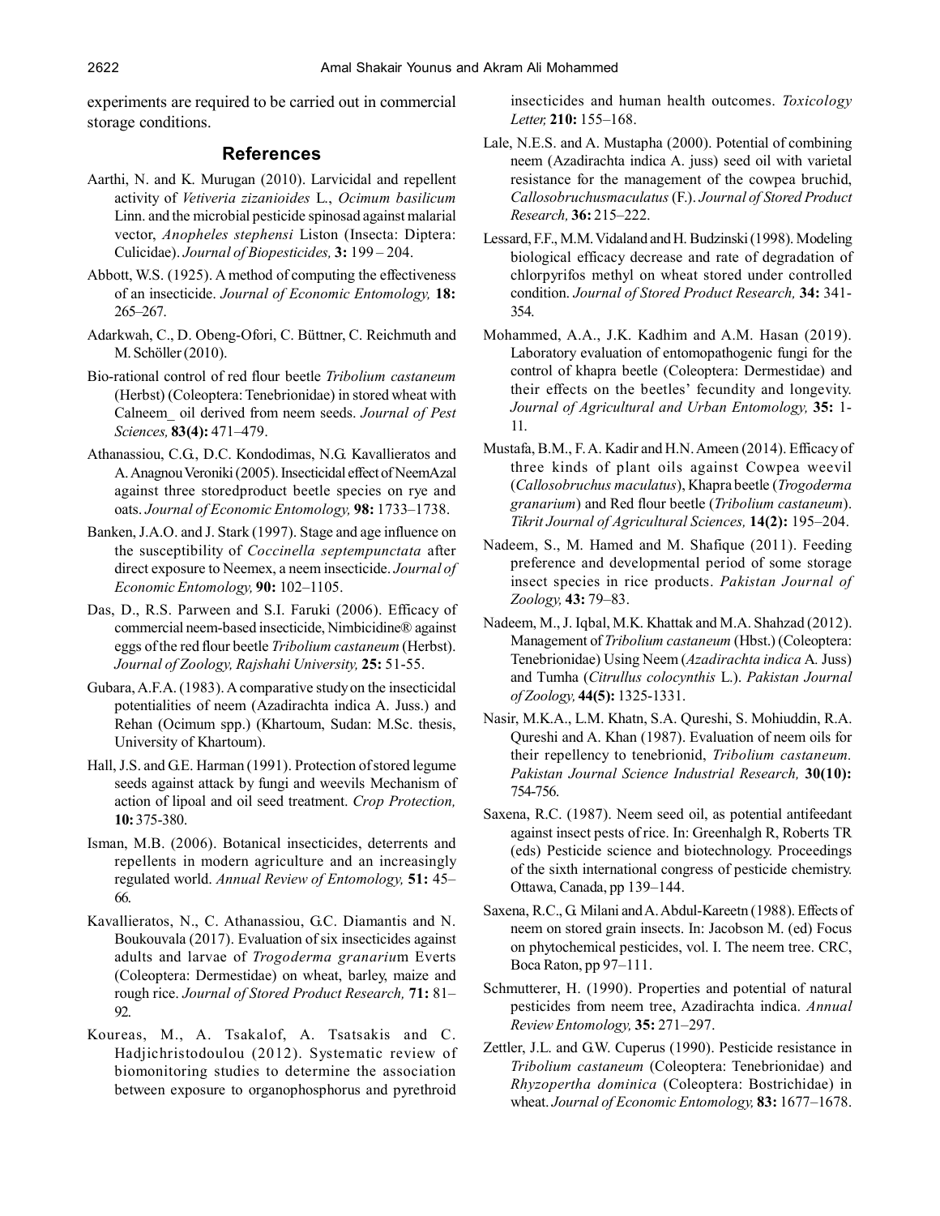experiments are required to be carried out in commercial storage conditions.

## References

Aarthi, N. and K. Murugan (2010). Larvicidal and repellent activity of *Vetiveria zizanioides* L., *Ocimum basilicum* Linn. and the microbial pesticide spinosad against malarial vector, *Anopheles stephensi* Liston (Insecta: Diptera: Culicidae). *Journal of Biopesticides,* **3:** 199 – 204.

Abbott, W.S. (1925). A method of computing the effectiveness of an insecticide. *Journal of Economic Entomology,* **18:** 265–267.

Adarkwah, C., D. Obeng-Ofori, C. Büttner, C. Reichmuth and M. Schöller (2010).

Bio-rational control of red flour beetle *Tribolium castaneum* (Herbst) (Coleoptera: Tenebrionidae) in stored wheat with Calneem_ oil derived from neem seeds. *Journal of Pest Sciences,* **83(4):** 471–479.

Athanassiou, C.G., D.C. Kondodimas, N.G. Kavallieratos and A. Anagnou Veroniki (2005). Insecticidal effect of NeemAzal against three storedproduct beetle species on rye and oats. *Journal of Economic Entomology,* **98:** 1733–1738.

Banken, J.A.O. and J. Stark (1997). Stage and age influence on the susceptibility of *Coccinella septempunctata* after direct exposure to Neemex, a neem insecticide. *Journal of Economic Entomology,* **90:** 102–1105.

Das, D., R.S. Parween and S.I. Faruki (2006). Efficacy of commercial neem-based insecticide, Nimbicidine® against eggs of the red flour beetle *Tribolium castaneum* (Herbst). *Journal of Zoology, Rajshahi University,* **25:** 51-55.

Gubara, A.F.A. (1983). A comparative study on the insecticidal potentialities of neem (Azadirachta indica A. Juss.) and Rehan (Ocimum spp.) (Khartoum, Sudan: M.Sc. thesis, University of Khartoum).

Hall, J.S. and G.E. Harman (1991). Protection of stored legume seeds against attack by fungi and weevils Mechanism of action of lipoal and oil seed treatment. *Crop Protection,* **10:** 375-380.

Isman, M.B. (2006). Botanical insecticides, deterrents and repellents in modern agriculture and an increasingly regulated world. *Annual Review of Entomology,* **51:** 45–66.

Kavallieratos, N., C. Athanassiou, G.C. Diamantis and N. Boukouvala (2017). Evaluation of six insecticides against adults and larvae of *Trogoderma granarium* Everts (Coleoptera: Dermestidae) on wheat, barley, maize and rough rice. *Journal of Stored Product Research,* **71:** 81–92.

Koureas, M., A. Tsakalof, A. Tsatsakis and C. Hadjichristodoulou (2012). Systematic review of biomonitoring studies to determine the association between exposure to organophosphorus and pyrethroid insecticides and human health outcomes. *Toxicology Letter,* **210:** 155–168.

Lale, N.E.S. and A. Mustapha (2000). Potential of combining neem (Azadirachta indica A. juss) seed oil with varietal resistance for the management of the cowpea bruchid, *Callosobruchusmaculatus* (F.). *Journal of Stored Product Research,* **36:** 215–222.

Lessard, F.F., M.M. Vidaland and H. Budzinski (1998). Modeling biological efficacy decrease and rate of degradation of chlorpyrifos methyl on wheat stored under controlled condition. *Journal of Stored Product Research,* **34:** 341-354.

Mohammed, A.A., J.K. Kadhim and A.M. Hasan (2019). Laboratory evaluation of entomopathogenic fungi for the control of khapra beetle (Coleoptera: Dermestidae) and their effects on the beetles' fecundity and longevity. *Journal of Agricultural and Urban Entomology,* **35:** 1-11.

Mustafa, B.M., F. A. Kadir and H.N. Ameen (2014). Efficacy of three kinds of plant oils against Cowpea weevil (*Callosobruchus maculatus*), Khapra beetle (*Trogoderma granarium*) and Red flour beetle (*Tribolium castaneum*). *Tikrit Journal of Agricultural Sciences,* **14(2):** 195–204.

Nadeem, S., M. Hamed and M. Shafique (2011). Feeding preference and developmental period of some storage insect species in rice products. *Pakistan Journal of Zoology,* **43:** 79–83.

Nadeem, M., J. Iqbal, M.K. Khattak and M.A. Shahzad (2012). Management of *Tribolium castaneum* (Hbst.) (Coleoptera: Tenebrionidae) Using Neem (*Azadirachta indica* A. Juss) and Tumha (*Citrullus colocynthis* L.). *Pakistan Journal of Zoology,* **44(5):** 1325-1331.

Nasir, M.K.A., L.M. Khatn, S.A. Qureshi, S. Mohiuddin, R.A. Qureshi and A. Khan (1987). Evaluation of neem oils for their repellency to tenebrionid, *Tribolium castaneum. Pakistan Journal Science Industrial Research,* **30(10):** 754-756.

Saxena, R.C. (1987). Neem seed oil, as potential antifeedant against insect pests of rice. In: Greenhalgh R, Roberts TR (eds) Pesticide science and biotechnology. Proceedings of the sixth international congress of pesticide chemistry. Ottawa, Canada, pp 139–144.

Saxena, R.C., G. Milani and A. Abdul-Kareetn (1988). Effects of neem on stored grain insects. In: Jacobson M. (ed) Focus on phytochemical pesticides, vol. I. The neem tree. CRC, Boca Raton, pp 97–111.

Schmutterer, H. (1990). Properties and potential of natural pesticides from neem tree, Azadirachta indica. *Annual Review Entomology,* **35:** 271–297.

Zettler, J.L. and G.W. Cuperus (1990). Pesticide resistance in *Tribolium castaneum* (Coleoptera: Tenebrionidae) and *Rhyzopertha dominica* (Coleoptera: Bostrichidae) in wheat. *Journal of Economic Entomology,* **83:** 1677–1678.